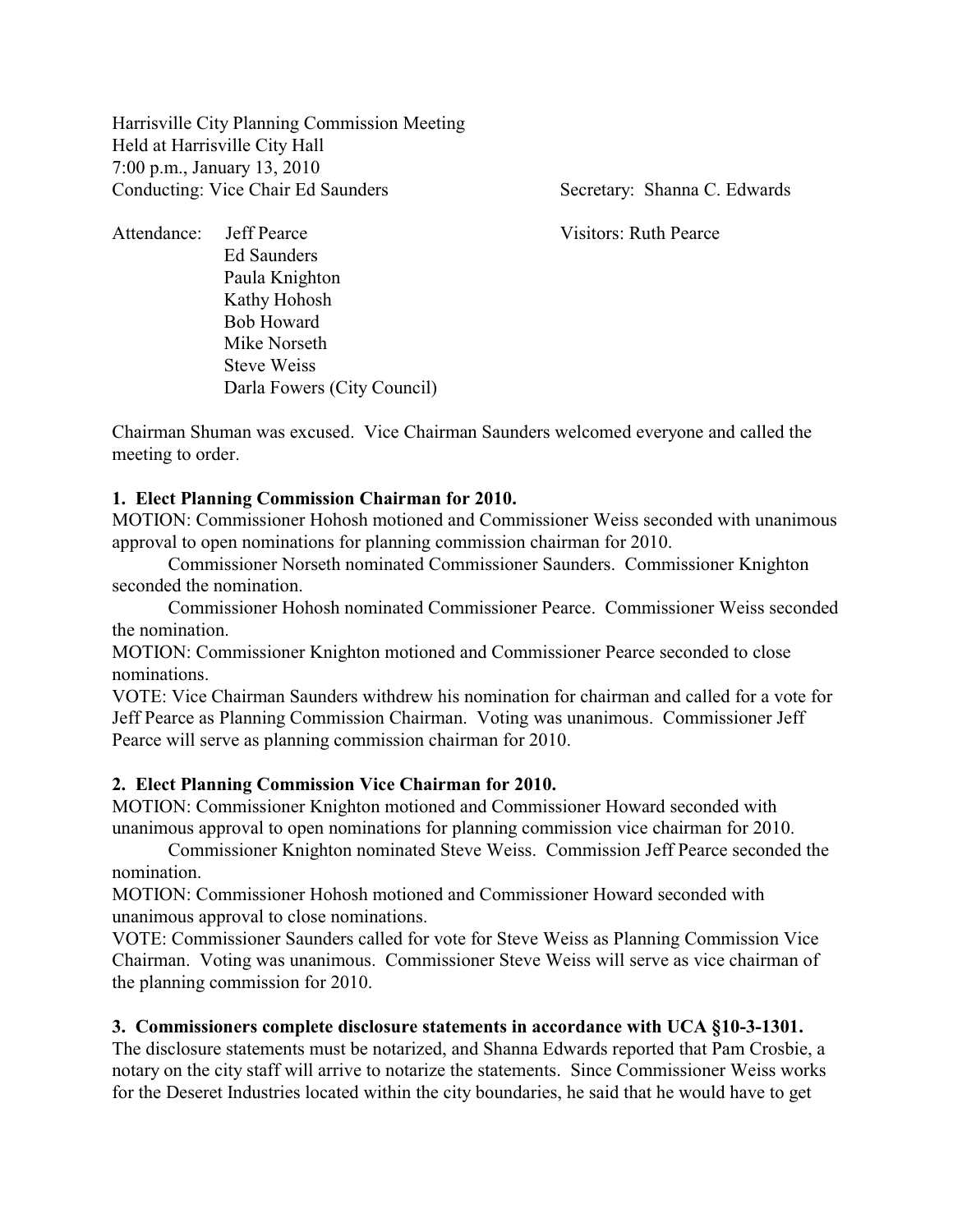Harrisville City Planning Commission Meeting
Held at Harrisville City Hall
7:00 p.m., January 13, 2010
Conducting: Vice Chair Ed Saunders

Secretary: Shanna C. Edwards

Attendance:
Jeff Pearce
Ed Saunders
Paula Knighton
Kathy Hohosh
Bob Howard
Mike Norseth
Steve Weiss
Darla Fowers (City Council)

Visitors: Ruth Pearce

Chairman Shuman was excused. Vice Chairman Saunders welcomed everyone and called the meeting to order.

**1. Elect Planning Commission Chairman for 2010.**

MOTION: Commissioner Hohosh motioned and Commissioner Weiss seconded with unanimous approval to open nominations for planning commission chairman for 2010.

Commissioner Norseth nominated Commissioner Saunders. Commissioner Knighton seconded the nomination.

Commissioner Hohosh nominated Commissioner Pearce. Commissioner Weiss seconded the nomination.

MOTION: Commissioner Knighton motioned and Commissioner Pearce seconded to close nominations.

VOTE: Vice Chairman Saunders withdrew his nomination for chairman and called for a vote for Jeff Pearce as Planning Commission Chairman. Voting was unanimous. Commissioner Jeff Pearce will serve as planning commission chairman for 2010.

**2. Elect Planning Commission Vice Chairman for 2010.**

MOTION: Commissioner Knighton motioned and Commissioner Howard seconded with unanimous approval to open nominations for planning commission vice chairman for 2010.

Commissioner Knighton nominated Steve Weiss. Commission Jeff Pearce seconded the nomination.

MOTION: Commissioner Hohosh motioned and Commissioner Howard seconded with unanimous approval to close nominations.

VOTE: Commissioner Saunders called for vote for Steve Weiss as Planning Commission Vice Chairman. Voting was unanimous. Commissioner Steve Weiss will serve as vice chairman of the planning commission for 2010.

**3. Commissioners complete disclosure statements in accordance with UCA §10-3-1301.**

The disclosure statements must be notarized, and Shanna Edwards reported that Pam Crosbie, a notary on the city staff will arrive to notarize the statements. Since Commissioner Weiss works for the Deseret Industries located within the city boundaries, he said that he would have to get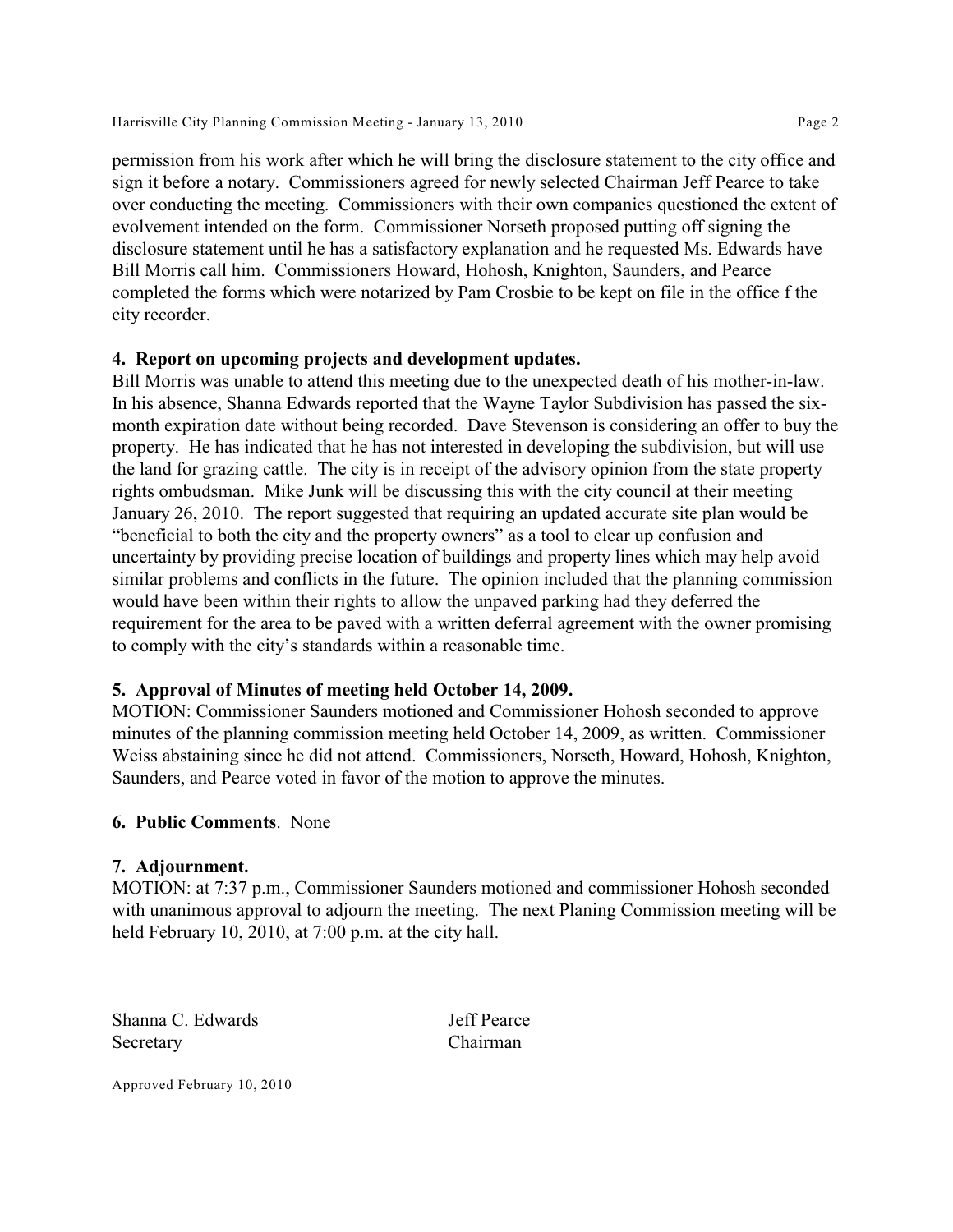permission from his work after which he will bring the disclosure statement to the city office and sign it before a notary. Commissioners agreed for newly selected Chairman Jeff Pearce to take over conducting the meeting. Commissioners with their own companies questioned the extent of evolvement intended on the form. Commissioner Norseth proposed putting off signing the disclosure statement until he has a satisfactory explanation and he requested Ms. Edwards have Bill Morris call him. Commissioners Howard, Hohosh, Knighton, Saunders, and Pearce completed the forms which were notarized by Pam Crosbie to be kept on file in the office f the city recorder.

**4. Report on upcoming projects and development updates.**

Bill Morris was unable to attend this meeting due to the unexpected death of his mother-in-law. In his absence, Shanna Edwards reported that the Wayne Taylor Subdivision has passed the six-month expiration date without being recorded. Dave Stevenson is considering an offer to buy the property. He has indicated that he has not interested in developing the subdivision, but will use the land for grazing cattle. The city is in receipt of the advisory opinion from the state property rights ombudsman. Mike Junk will be discussing this with the city council at their meeting January 26, 2010. The report suggested that requiring an updated accurate site plan would be "beneficial to both the city and the property owners" as a tool to clear up confusion and uncertainty by providing precise location of buildings and property lines which may help avoid similar problems and conflicts in the future. The opinion included that the planning commission would have been within their rights to allow the unpaved parking had they deferred the requirement for the area to be paved with a written deferral agreement with the owner promising to comply with the city's standards within a reasonable time.

**5. Approval of Minutes of meeting held October 14, 2009.**

MOTION: Commissioner Saunders motioned and Commissioner Hohosh seconded to approve minutes of the planning commission meeting held October 14, 2009, as written. Commissioner Weiss abstaining since he did not attend. Commissioners, Norseth, Howard, Hohosh, Knighton, Saunders, and Pearce voted in favor of the motion to approve the minutes.

**6. Public Comments**. None

**7. Adjournment.**

MOTION: at 7:37 p.m., Commissioner Saunders motioned and commissioner Hohosh seconded with unanimous approval to adjourn the meeting. The next Planing Commission meeting will be held February 10, 2010, at 7:00 p.m. at the city hall.

Shanna C. Edwards
Secretary

Jeff Pearce
Chairman

Approved February 10, 2010